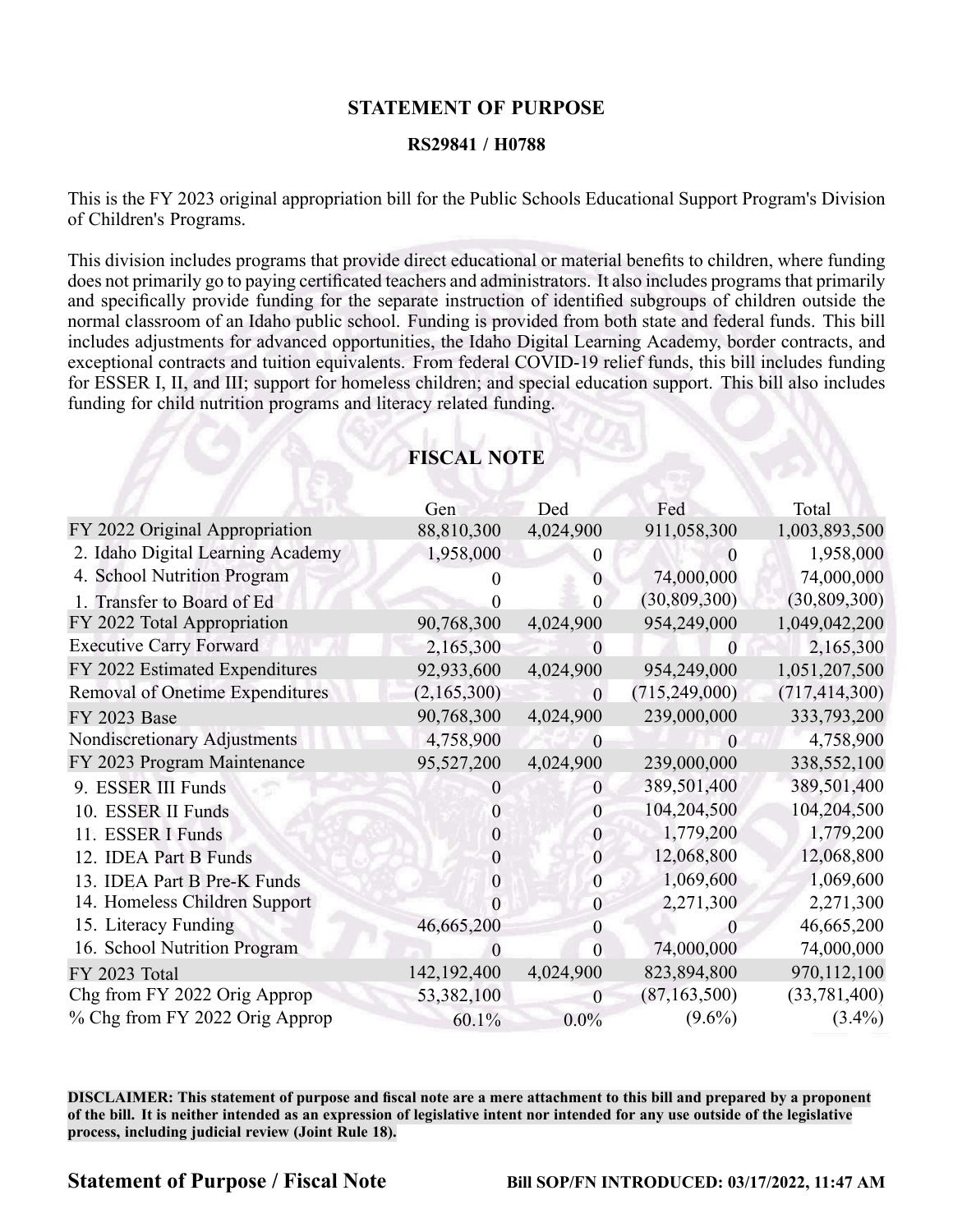## STATEMENT OF PURPOSE

### RS29841 / H0788

This is the FY 2023 original appropriation bill for the Public Schools Educational Support Program's Division of Children's Programs.

This division includes programs that provide direct educational or material benefits to children, where funding does not primarily go to paying certificated teachers and administrators. It also includes programs that primarily and specifically provide funding for the separate instruction of identified subgroups of children outside the normal classroom of an Idaho public school. Funding is provided from both state and federal funds. This bill includes adjustments for advanced opportunities, the Idaho Digital Learning Academy, border contracts, and exceptional contracts and tuition equivalents. From federal COVID-19 relief funds, this bill includes funding for ESSER I, II, and III; support for homeless children; and special education support. This bill also includes funding for child nutrition programs and literacy related funding.

## FISCAL NOTE

| | Gen | Ded | Fed | Total |
|---|---|---|---|---|
| FY 2022 Original Appropriation | 88,810,300 | 4,024,900 | 911,058,300 | 1,003,893,500 |
| 2. Idaho Digital Learning Academy | 1,958,000 | 0 | 0 | 1,958,000 |
| 4. School Nutrition Program | 0 | 0 | 74,000,000 | 74,000,000 |
| 1. Transfer to Board of Ed | 0 | 0 | (30,809,300) | (30,809,300) |
| FY 2022 Total Appropriation | 90,768,300 | 4,024,900 | 954,249,000 | 1,049,042,200 |
| Executive Carry Forward | 2,165,300 | 0 | 0 | 2,165,300 |
| FY 2022 Estimated Expenditures | 92,933,600 | 4,024,900 | 954,249,000 | 1,051,207,500 |
| Removal of Onetime Expenditures | (2,165,300) | 0 | (715,249,000) | (717,414,300) |
| FY 2023 Base | 90,768,300 | 4,024,900 | 239,000,000 | 333,793,200 |
| Nondiscretionary Adjustments | 4,758,900 | 0 | 0 | 4,758,900 |
| FY 2023 Program Maintenance | 95,527,200 | 4,024,900 | 239,000,000 | 338,552,100 |
| 9. ESSER III Funds | 0 | 0 | 389,501,400 | 389,501,400 |
| 10. ESSER II Funds | 0 | 0 | 104,204,500 | 104,204,500 |
| 11. ESSER I Funds | 0 | 0 | 1,779,200 | 1,779,200 |
| 12. IDEA Part B Funds | 0 | 0 | 12,068,800 | 12,068,800 |
| 13. IDEA Part B Pre-K Funds | 0 | 0 | 1,069,600 | 1,069,600 |
| 14. Homeless Children Support | 0 | 0 | 2,271,300 | 2,271,300 |
| 15. Literacy Funding | 46,665,200 | 0 | 0 | 46,665,200 |
| 16. School Nutrition Program | 0 | 0 | 74,000,000 | 74,000,000 |
| FY 2023 Total | 142,192,400 | 4,024,900 | 823,894,800 | 970,112,100 |
| Chg from FY 2022 Orig Approp | 53,382,100 | 0 | (87,163,500) | (33,781,400) |
| % Chg from FY 2022 Orig Approp | 60.1% | 0.0% | (9.6%) | (3.4%) |

**DISCLAIMER: This statement of purpose and fiscal note are a mere attachment to this bill and prepared by a proponent of the bill. It is neither intended as an expression of legislative intent nor intended for any use outside of the legislative process, including judicial review (Joint Rule 18).**

**Statement of Purpose / Fiscal Note** **Bill SOP/FN INTRODUCED: 03/17/2022, 11:47 AM**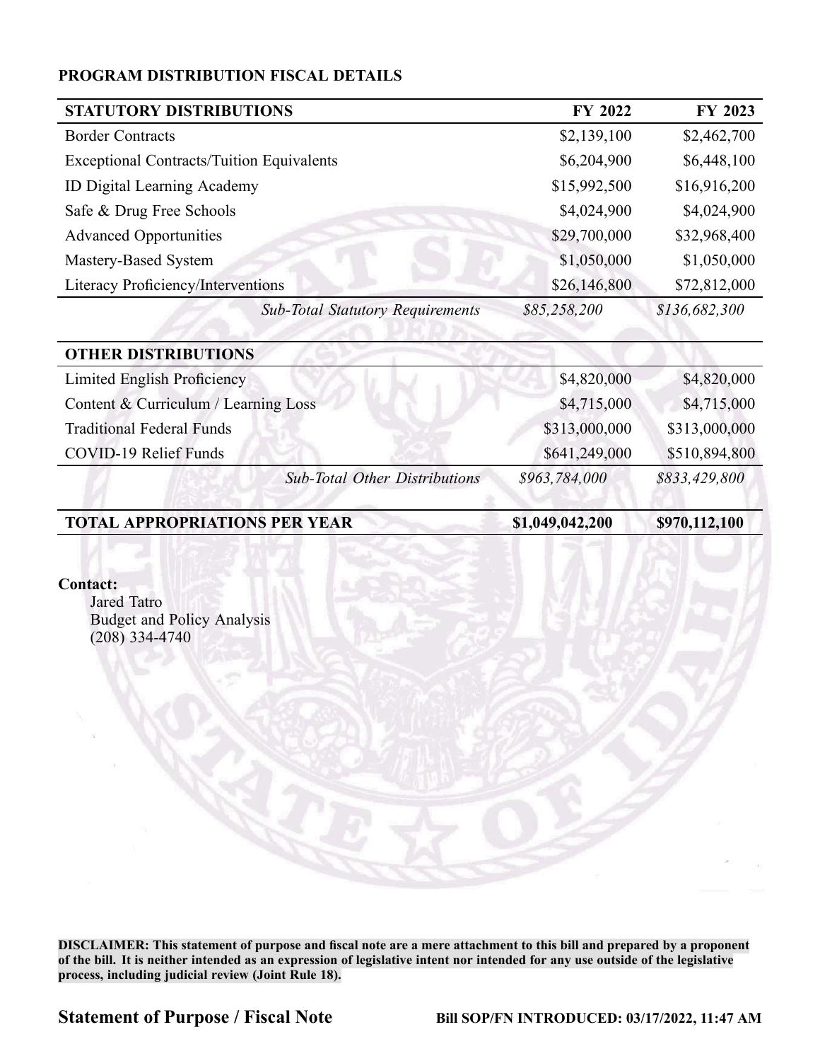**PROGRAM DISTRIBUTION FISCAL DETAILS**

| STATUTORY DISTRIBUTIONS | FY 2022 | FY 2023 |
|---|---|---|
| Border Contracts | $2,139,100 | $2,462,700 |
| Exceptional Contracts/Tuition Equivalents | $6,204,900 | $6,448,100 |
| ID Digital Learning Academy | $15,992,500 | $16,916,200 |
| Safe & Drug Free Schools | $4,024,900 | $4,024,900 |
| Advanced Opportunities | $29,700,000 | $32,968,400 |
| Mastery-Based System | $1,050,000 | $1,050,000 |
| Literacy Proficiency/Interventions | $26,146,800 | $72,812,000 |
| *Sub-Total Statutory Requirements* | *$85,258,200* | *$136,682,300* |
| **OTHER DISTRIBUTIONS** | | |
| Limited English Proficiency | $4,820,000 | $4,820,000 |
| Content & Curriculum / Learning Loss | $4,715,000 | $4,715,000 |
| Traditional Federal Funds | $313,000,000 | $313,000,000 |
| COVID-19 Relief Funds | $641,249,000 | $510,894,800 |
| *Sub-Total Other Distributions* | *$963,784,000* | *$833,429,800* |
| **TOTAL APPROPRIATIONS PER YEAR** | **$1,049,042,200** | **$970,112,100** |

**Contact:**

Jared Tatro
Budget and Policy Analysis
(208) 334-4740

**DISCLAIMER: This statement of purpose and fiscal note are a mere attachment to this bill and prepared by a proponent of the bill. It is neither intended as an expression of legislative intent nor intended for any use outside of the legislative process, including judicial review (Joint Rule 18).**

**Statement of Purpose / Fiscal Note** **Bill SOP/FN INTRODUCED: 03/17/2022, 11:47 AM**